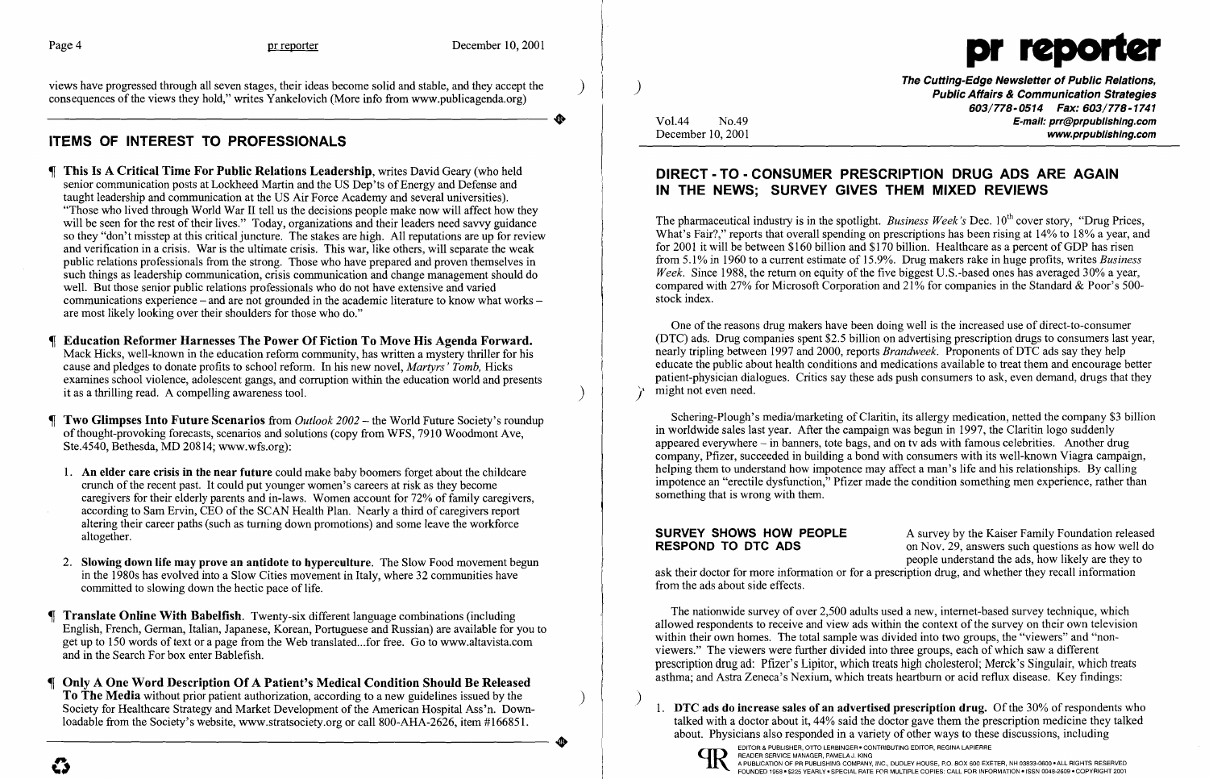views have progressed through all seven stages, their ideas become solid and stable, and they accept the consequences of the views they hold," writes Yankelovich (More info from www.publicagenda.org)

## ITEMS OF INTEREST TO PROFESSIONALS

¶ **This Is A Critical Time For Public Relations Leadership**, writes David Geary (who held senior communication posts at Lockheed Martin and the US Dep'ts of Energy and Defense and taught leadership and communication at the US Air Force Academy and several universities). "Those who lived through World War II tell us the decisions people make now will affect how they will be seen for the rest of their lives." Today, organizations and their leaders need savvy guidance so they "don't misstep at this critical juncture. The stakes are high. All reputations are up for review and verification in a crisis. War is the ultimate crisis. This war, like others, will separate the weak public relations professionals from the strong. Those who have prepared and proven themselves in such things as leadership communication, crisis communication and change management should do well. But those senior public relations professionals who do not have extensive and varied communications experience – and are not grounded in the academic literature to know what works – are most likely looking over their shoulders for those who do."

¶ **Education Reformer Harnesses The Power Of Fiction To Move His Agenda Forward.** Mack Hicks, well-known in the education reform community, has written a mystery thriller for his cause and pledges to donate profits to school reform. In his new novel, *Martyrs' Tomb,* Hicks examines school violence, adolescent gangs, and corruption within the education world and presents it as a thrilling read. A compelling awareness tool.

¶ **Two Glimpses Into Future Scenarios** from *Outlook 2002* – the World Future Society's roundup of thought-provoking forecasts, scenarios and solutions (copy from WFS, 7910 Woodmont Ave, Ste.4540, Bethesda, MD 20814; www.wfs.org):

1. **An elder care crisis in the near future** could make baby boomers forget about the childcare crunch of the recent past. It could put younger women's careers at risk as they become caregivers for their elderly parents and in-laws. Women account for 72% of family caregivers, according to Sam Ervin, CEO of the SCAN Health Plan. Nearly a third of caregivers report altering their career paths (such as turning down promotions) and some leave the workforce altogether.

2. **Slowing down life may prove an antidote to hyperculture.** The Slow Food movement begun in the 1980s has evolved into a Slow Cities movement in Italy, where 32 communities have committed to slowing down the hectic pace of life.

¶ **Translate Online With Babelfish**. Twenty-six different language combinations (including English, French, German, Italian, Japanese, Korean, Portuguese and Russian) are available for you to get up to 150 words of text or a page from the Web translated...for free. Go to www.altavista.com and in the Search For box enter Bablefish.

¶ **Only A One Word Description Of A Patient's Medical Condition Should Be Released To The Media** without prior patient authorization, according to a new guidelines issued by the Society for Healthcare Strategy and Market Development of the American Hospital Ass'n. Downloadable from the Society's website, www.stratsociety.org or call 800-AHA-2626, item #166851.

# pr reporter

**The Cutting-Edge Newsletter of Public Relations, Public Affairs & Communication Strategies**
603/778-0514 Fax: 603/778-1741
E-mail: prr@prpublishing.com
www.prpublishing.com

Vol.44 No.49
December 10, 2001

## DIRECT - TO - CONSUMER PRESCRIPTION DRUG ADS ARE AGAIN IN THE NEWS; SURVEY GIVES THEM MIXED REVIEWS

The pharmaceutical industry is in the spotlight. *Business Week's* Dec. 10th cover story, "Drug Prices, What's Fair?," reports that overall spending on prescriptions has been rising at 14% to 18% a year, and for 2001 it will be between $160 billion and $170 billion. Healthcare as a percent of GDP has risen from 5.1% in 1960 to a current estimate of 15.9%. Drug makers rake in huge profits, writes *Business Week*. Since 1988, the return on equity of the five biggest U.S.-based ones has averaged 30% a year, compared with 27% for Microsoft Corporation and 21% for companies in the Standard & Poor's 500-stock index.

One of the reasons drug makers have been doing well is the increased use of direct-to-consumer (DTC) ads. Drug companies spent $2.5 billion on advertising prescription drugs to consumers last year, nearly tripling between 1997 and 2000, reports *Brandweek*. Proponents of DTC ads say they help educate the public about health conditions and medications available to treat them and encourage better patient-physician dialogues. Critics say these ads push consumers to ask, even demand, drugs that they might not even need.

Schering-Plough's media/marketing of Claritin, its allergy medication, netted the company $3 billion in worldwide sales last year. After the campaign was begun in 1997, the Claritin logo suddenly appeared everywhere – in banners, tote bags, and on tv ads with famous celebrities. Another drug company, Pfizer, succeeded in building a bond with consumers with its well-known Viagra campaign, helping them to understand how impotence may affect a man's life and his relationships. By calling impotence an "erectile dysfunction," Pfizer made the condition something men experience, rather than something that is wrong with them.

**SURVEY SHOWS HOW PEOPLE RESPOND TO DTC ADS**

A survey by the Kaiser Family Foundation released on Nov. 29, answers such questions as how well do people understand the ads, how likely are they to ask their doctor for more information or for a prescription drug, and whether they recall information from the ads about side effects.

The nationwide survey of over 2,500 adults used a new, internet-based survey technique, which allowed respondents to receive and view ads within the context of the survey on their own television within their own homes. The total sample was divided into two groups, the "viewers" and "non-viewers." The viewers were further divided into three groups, each of which saw a different prescription drug ad: Pfizer's Lipitor, which treats high cholesterol; Merck's Singulair, which treats asthma; and Astra Zeneca's Nexium, which treats heartburn or acid reflux disease. Key findings:

1. **DTC ads do increase sales of an advertised prescription drug.** Of the 30% of respondents who talked with a doctor about it, 44% said the doctor gave them the prescription medicine they talked about. Physicians also responded in a variety of other ways to these discussions, including

EDITOR & PUBLISHER, OTTO LERBINGER • CONTRIBUTING EDITOR, REGINA LAPIERRE
READER SERVICE MANAGER, PAMELA J. KING
A PUBLICATION OF PR PUBLISHING COMPANY, INC., DUDLEY HOUSE, P.O. BOX 600 EXETER, NH 03833-0600 • ALL RIGHTS RESERVED
FOUNDED 1958 • $225 YEARLY • SPECIAL RATE FOR MULTIPLE COPIES: CALL FOR INFORMATION • ISSN 0048-2609 • COPYRIGHT 2001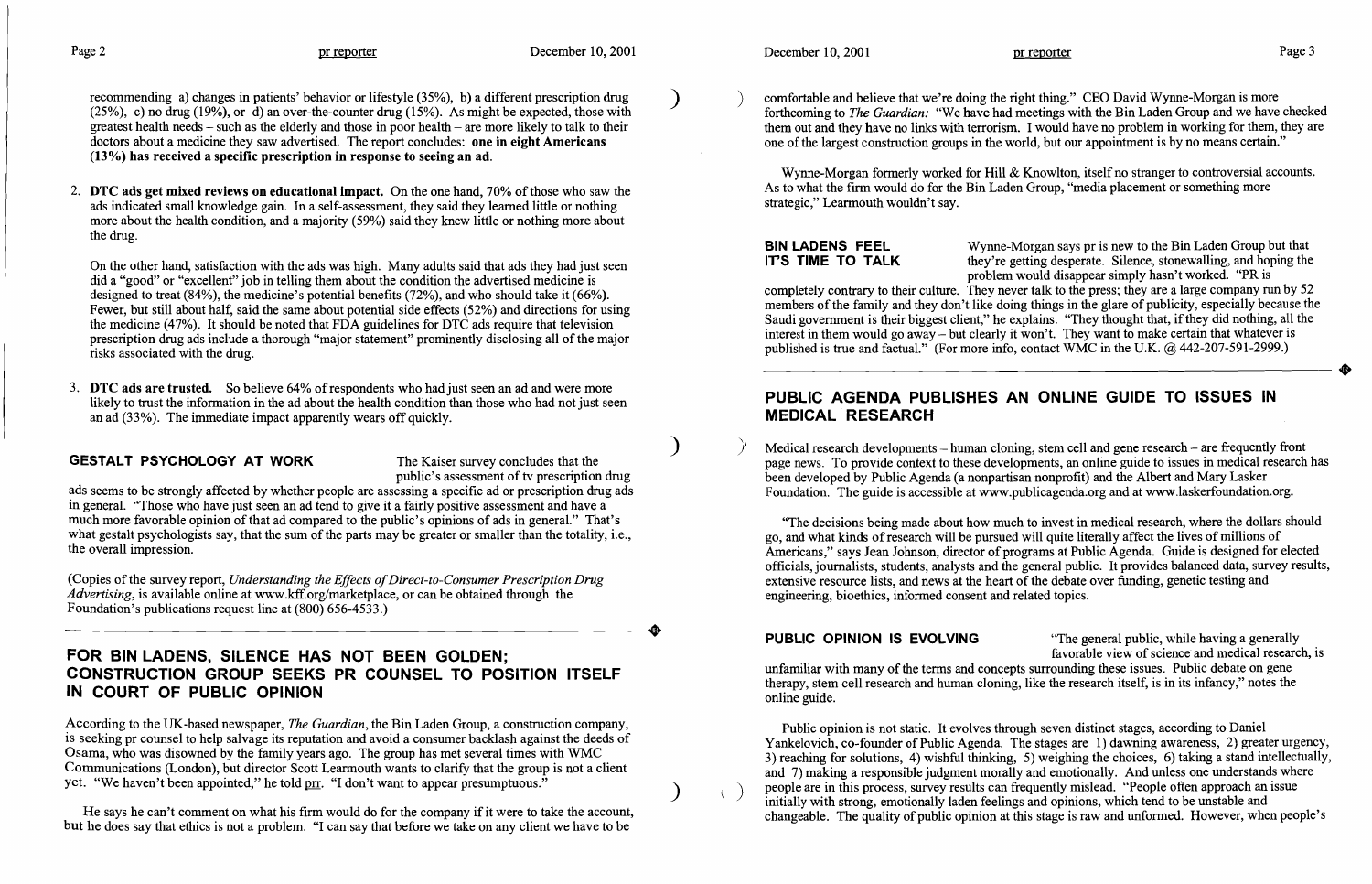recommending a) changes in patients' behavior or lifestyle (35%), b) a different prescription drug (25%), c) no drug (19%), or d) an over-the-counter drug (15%). As might be expected, those with greatest health needs – such as the elderly and those in poor health – are more likely to talk to their doctors about a medicine they saw advertised. The report concludes: **one in eight Americans (13%) has received a specific prescription in response to seeing an ad.**

2. **DTC ads get mixed reviews on educational impact.** On the one hand, 70% of those who saw the ads indicated small knowledge gain. In a self-assessment, they said they learned little or nothing more about the health condition, and a majority (59%) said they knew little or nothing more about the drug.

   On the other hand, satisfaction with the ads was high. Many adults said that ads they had just seen did a "good" or "excellent" job in telling them about the condition the advertised medicine is designed to treat (84%), the medicine's potential benefits (72%), and who should take it (66%). Fewer, but still about half, said the same about potential side effects (52%) and directions for using the medicine (47%). It should be noted that FDA guidelines for DTC ads require that television prescription drug ads include a thorough "major statement" prominently disclosing all of the major risks associated with the drug.

3. **DTC ads are trusted.** So believe 64% of respondents who had just seen an ad and were more likely to trust the information in the ad about the health condition than those who had not just seen an ad (33%). The immediate impact apparently wears off quickly.

**GESTALT PSYCHOLOGY AT WORK** The Kaiser survey concludes that the public's assessment of tv prescription drug ads seems to be strongly affected by whether people are assessing a specific ad or prescription drug ads in general. "Those who have just seen an ad tend to give it a fairly positive assessment and have a much more favorable opinion of that ad compared to the public's opinions of ads in general." That's what gestalt psychologists say, that the sum of the parts may be greater or smaller than the totality, i.e., the overall impression.

(Copies of the survey report, *Understanding the Effects of Direct-to-Consumer Prescription Drug Advertising*, is available online at www.kff.org/marketplace, or can be obtained through the Foundation's publications request line at (800) 656-4533.)

## FOR BIN LADENS, SILENCE HAS NOT BEEN GOLDEN; CONSTRUCTION GROUP SEEKS PR COUNSEL TO POSITION ITSELF IN COURT OF PUBLIC OPINION

According to the UK-based newspaper, *The Guardian*, the Bin Laden Group, a construction company, is seeking pr counsel to help salvage its reputation and avoid a consumer backlash against the deeds of Osama, who was disowned by the family years ago. The group has met several times with WMC Communications (London), but director Scott Learmouth wants to clarify that the group is not a client yet. "We haven't been appointed," he told prr. "I don't want to appear presumptuous."

He says he can't comment on what his firm would do for the company if it were to take the account, but he does say that ethics is not a problem. "I can say that before we take on any client we have to be comfortable and believe that we're doing the right thing." CEO David Wynne-Morgan is more forthcoming to *The Guardian:* "We have had meetings with the Bin Laden Group and we have checked them out and they have no links with terrorism. I would have no problem in working for them, they are one of the largest construction groups in the world, but our appointment is by no means certain."

Wynne-Morgan formerly worked for Hill & Knowlton, itself no stranger to controversial accounts. As to what the firm would do for the Bin Laden Group, "media placement or something more strategic," Learmouth wouldn't say.

**BIN LADENS FEEL IT'S TIME TO TALK** Wynne-Morgan says pr is new to the Bin Laden Group but that they're getting desperate. Silence, stonewalling, and hoping the problem would disappear simply hasn't worked. "PR is completely contrary to their culture. They never talk to the press; they are a large company run by 52 members of the family and they don't like doing things in the glare of publicity, especially because the Saudi government is their biggest client," he explains. "They thought that, if they did nothing, all the interest in them would go away – but clearly it won't. They want to make certain that whatever is published is true and factual." (For more info, contact WMC in the U.K. @ 442-207-591-2999.)

## PUBLIC AGENDA PUBLISHES AN ONLINE GUIDE TO ISSUES IN MEDICAL RESEARCH

Medical research developments – human cloning, stem cell and gene research – are frequently front page news. To provide context to these developments, an online guide to issues in medical research has been developed by Public Agenda (a nonpartisan nonprofit) and the Albert and Mary Lasker Foundation. The guide is accessible at www.publicagenda.org and at www.laskerfoundation.org.

"The decisions being made about how much to invest in medical research, where the dollars should go, and what kinds of research will be pursued will quite literally affect the lives of millions of Americans," says Jean Johnson, director of programs at Public Agenda. Guide is designed for elected officials, journalists, students, analysts and the general public. It provides balanced data, survey results, extensive resource lists, and news at the heart of the debate over funding, genetic testing and engineering, bioethics, informed consent and related topics.

**PUBLIC OPINION IS EVOLVING** "The general public, while having a generally favorable view of science and medical research, is unfamiliar with many of the terms and concepts surrounding these issues. Public debate on gene therapy, stem cell research and human cloning, like the research itself, is in its infancy," notes the online guide.

Public opinion is not static. It evolves through seven distinct stages, according to Daniel Yankelovich, co-founder of Public Agenda. The stages are 1) dawning awareness, 2) greater urgency, 3) reaching for solutions, 4) wishful thinking, 5) weighing the choices, 6) taking a stand intellectually, and 7) making a responsible judgment morally and emotionally. And unless one understands where people are in this process, survey results can frequently mislead. "People often approach an issue initially with strong, emotionally laden feelings and opinions, which tend to be unstable and changeable. The quality of public opinion at this stage is raw and unformed. However, when people's